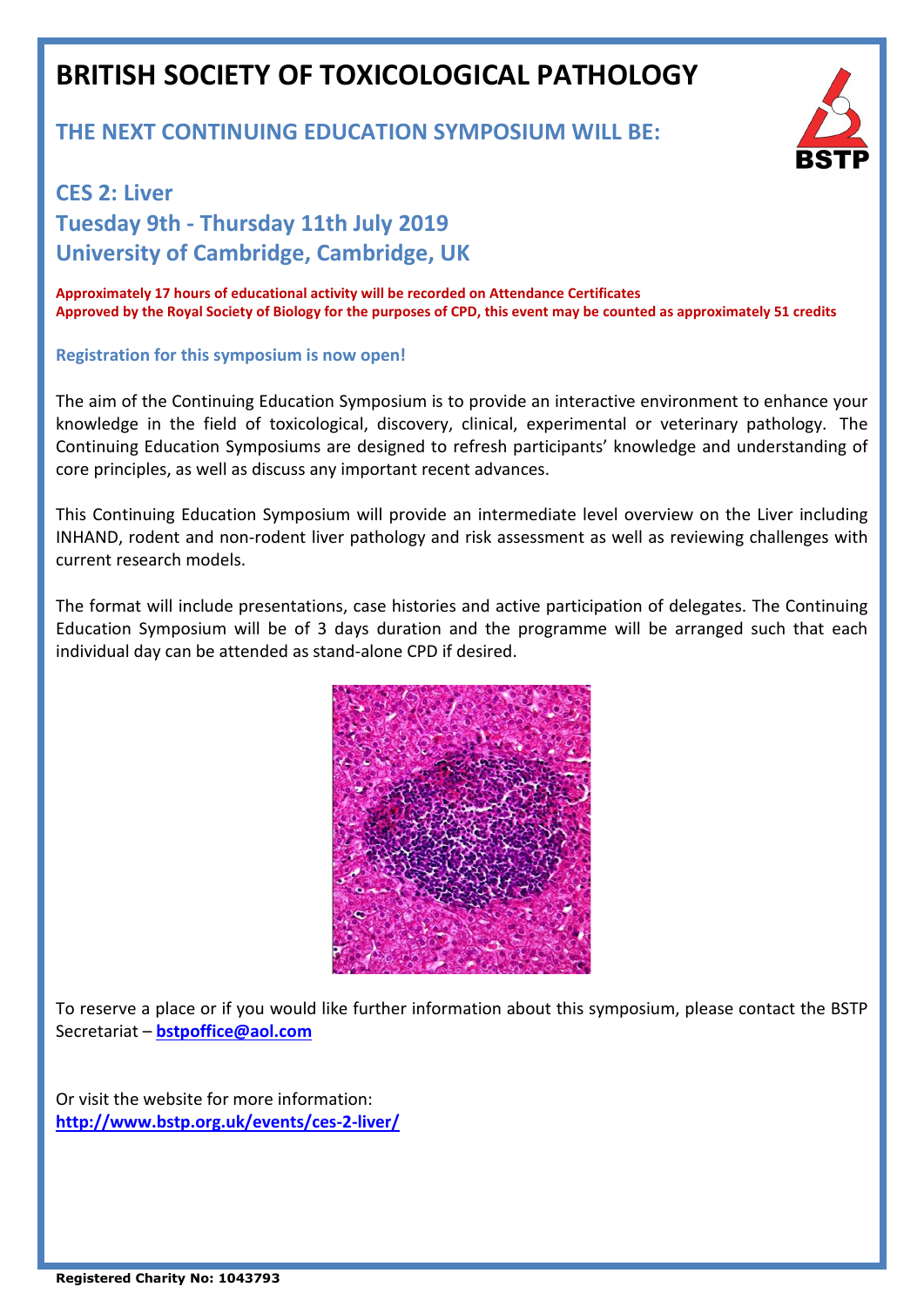# BRITISH SOCIETY OF TOXICOLOGICAL PATHOLOGY

## THE NEXT CONTINUING EDUCATION SYMPOSIUM WILL BE:

## CES 2: Liver
## Tuesday 9th - Thursday 11th July 2019
## University of Cambridge, Cambridge, UK

**Approximately 17 hours of educational activity will be recorded on Attendance Certificates**
**Approved by the Royal Society of Biology for the purposes of CPD, this event may be counted as approximately 51 credits**

**Registration for this symposium is now open!**

The aim of the Continuing Education Symposium is to provide an interactive environment to enhance your knowledge in the field of toxicological, discovery, clinical, experimental or veterinary pathology. The Continuing Education Symposiums are designed to refresh participants' knowledge and understanding of core principles, as well as discuss any important recent advances.

This Continuing Education Symposium will provide an intermediate level overview on the Liver including INHAND, rodent and non-rodent liver pathology and risk assessment as well as reviewing challenges with current research models.

The format will include presentations, case histories and active participation of delegates. The Continuing Education Symposium will be of 3 days duration and the programme will be arranged such that each individual day can be attended as stand-alone CPD if desired.

To reserve a place or if you would like further information about this symposium, please contact the BSTP Secretariat – **bstpoffice@aol.com**

Or visit the website for more information:
**http://www.bstp.org.uk/events/ces-2-liver/**

**Registered Charity No: 1043793**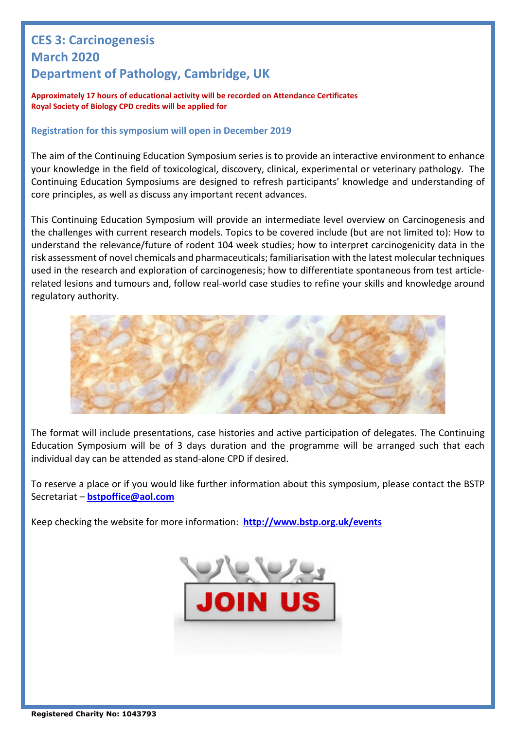# CES 3: Carcinogenesis
# March 2020
# Department of Pathology, Cambridge, UK

**Approximately 17 hours of educational activity will be recorded on Attendance Certificates**
**Royal Society of Biology CPD credits will be applied for**

**Registration for this symposium will open in December 2019**

The aim of the Continuing Education Symposium series is to provide an interactive environment to enhance your knowledge in the field of toxicological, discovery, clinical, experimental or veterinary pathology. The Continuing Education Symposiums are designed to refresh participants' knowledge and understanding of core principles, as well as discuss any important recent advances.

This Continuing Education Symposium will provide an intermediate level overview on Carcinogenesis and the challenges with current research models. Topics to be covered include (but are not limited to): How to understand the relevance/future of rodent 104 week studies; how to interpret carcinogenicity data in the risk assessment of novel chemicals and pharmaceuticals; familiarisation with the latest molecular techniques used in the research and exploration of carcinogenesis; how to differentiate spontaneous from test article-related lesions and tumours and, follow real-world case studies to refine your skills and knowledge around regulatory authority.

The format will include presentations, case histories and active participation of delegates. The Continuing Education Symposium will be of 3 days duration and the programme will be arranged such that each individual day can be attended as stand-alone CPD if desired.

To reserve a place or if you would like further information about this symposium, please contact the BSTP Secretariat – **bstpoffice@aol.com**

Keep checking the website for more information: **http://www.bstp.org.uk/events**

JOIN US

**Registered Charity No: 1043793**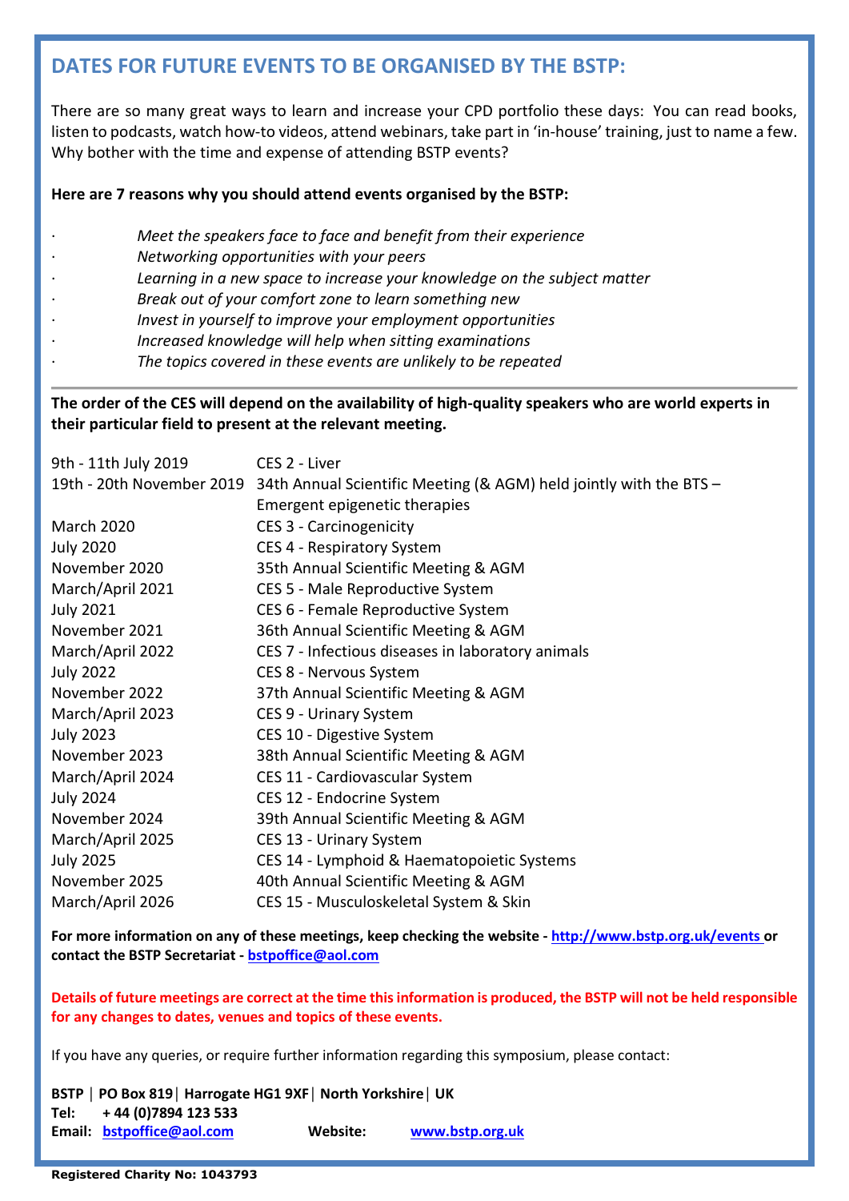## DATES FOR FUTURE EVENTS TO BE ORGANISED BY THE BSTP:

There are so many great ways to learn and increase your CPD portfolio these days: You can read books, listen to podcasts, watch how-to videos, attend webinars, take part in 'in-house' training, just to name a few. Why bother with the time and expense of attending BSTP events?

**Here are 7 reasons why you should attend events organised by the BSTP:**

- *Meet the speakers face to face and benefit from their experience*
- *Networking opportunities with your peers*
- *Learning in a new space to increase your knowledge on the subject matter*
- *Break out of your comfort zone to learn something new*
- *Invest in yourself to improve your employment opportunities*
- *Increased knowledge will help when sitting examinations*
- *The topics covered in these events are unlikely to be repeated*

---

**The order of the CES will depend on the availability of high-quality speakers who are world experts in their particular field to present at the relevant meeting.**

| | |
|---|---|
| 9th - 11th July 2019 | CES 2 - Liver |
| 19th - 20th November 2019 | 34th Annual Scientific Meeting (& AGM) held jointly with the BTS – Emergent epigenetic therapies |
| March 2020 | CES 3 - Carcinogenicity |
| July 2020 | CES 4 - Respiratory System |
| November 2020 | 35th Annual Scientific Meeting & AGM |
| March/April 2021 | CES 5 - Male Reproductive System |
| July 2021 | CES 6 - Female Reproductive System |
| November 2021 | 36th Annual Scientific Meeting & AGM |
| March/April 2022 | CES 7 - Infectious diseases in laboratory animals |
| July 2022 | CES 8 - Nervous System |
| November 2022 | 37th Annual Scientific Meeting & AGM |
| March/April 2023 | CES 9 - Urinary System |
| July 2023 | CES 10 - Digestive System |
| November 2023 | 38th Annual Scientific Meeting & AGM |
| March/April 2024 | CES 11 - Cardiovascular System |
| July 2024 | CES 12 - Endocrine System |
| November 2024 | 39th Annual Scientific Meeting & AGM |
| March/April 2025 | CES 13 - Urinary System |
| July 2025 | CES 14 - Lymphoid & Haematopoietic Systems |
| November 2025 | 40th Annual Scientific Meeting & AGM |
| March/April 2026 | CES 15 - Musculoskeletal System & Skin |

**For more information on any of these meetings, keep checking the website - http://www.bstp.org.uk/events or contact the BSTP Secretariat - bstpoffice@aol.com**

**Details of future meetings are correct at the time this information is produced, the BSTP will not be held responsible for any changes to dates, venues and topics of these events.**

If you have any queries, or require further information regarding this symposium, please contact:

**BSTP | PO Box 819 | Harrogate HG1 9XF | North Yorkshire | UK**
**Tel: + 44 (0)7894 123 533**
**Email: bstpoffice@aol.com** **Website: www.bstp.org.uk**

**Registered Charity No: 1043793**